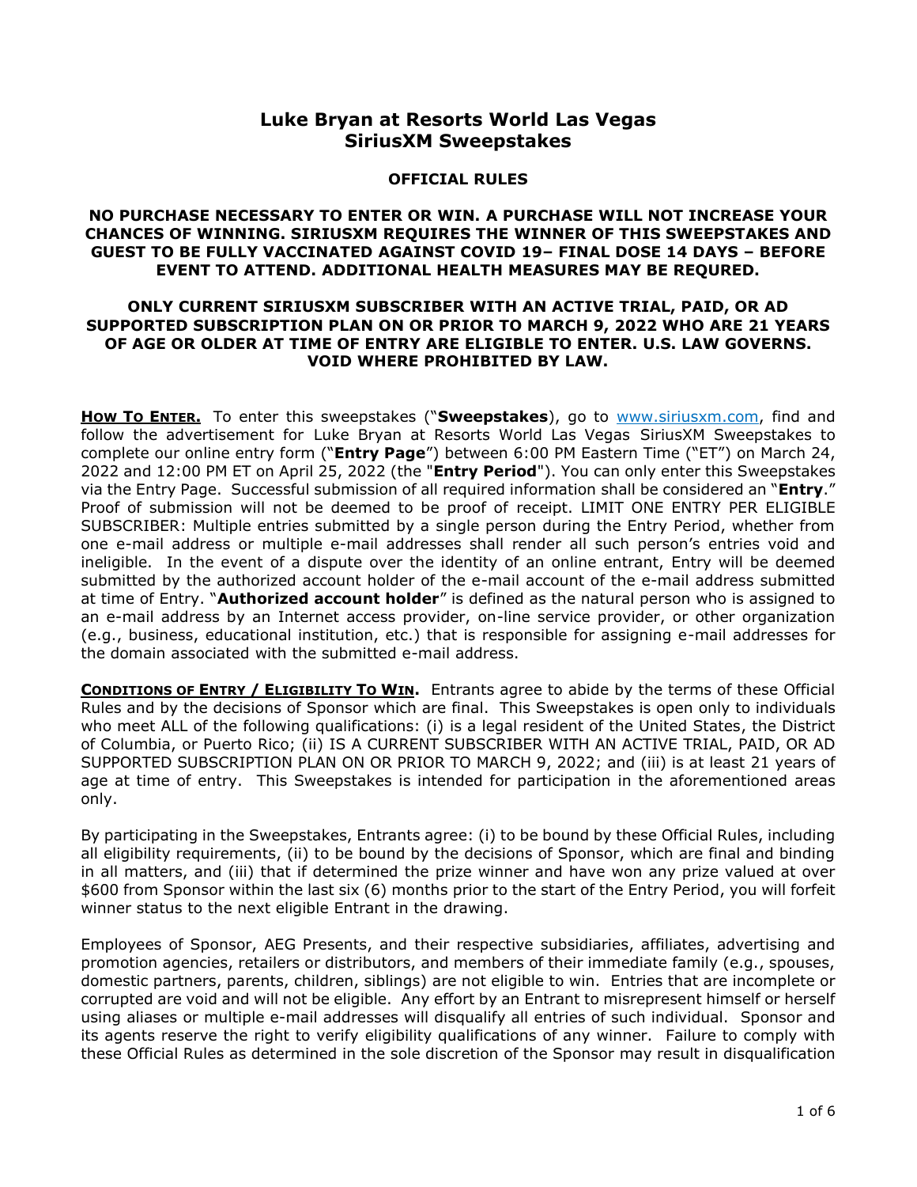# Luke Bryan at Resorts World Las Vegas
# SiriusXM Sweepstakes

## OFFICIAL RULES

**NO PURCHASE NECESSARY TO ENTER OR WIN. A PURCHASE WILL NOT INCREASE YOUR CHANCES OF WINNING. SIRIUSXM REQUIRES THE WINNER OF THIS SWEEPSTAKES AND GUEST TO BE FULLY VACCINATED AGAINST COVID 19– FINAL DOSE 14 DAYS – BEFORE EVENT TO ATTEND. ADDITIONAL HEALTH MEASURES MAY BE REQURED.**

**ONLY CURRENT SIRIUSXM SUBSCRIBER WITH AN ACTIVE TRIAL, PAID, OR AD SUPPORTED SUBSCRIPTION PLAN ON OR PRIOR TO MARCH 9, 2022 WHO ARE 21 YEARS OF AGE OR OLDER AT TIME OF ENTRY ARE ELIGIBLE TO ENTER. U.S. LAW GOVERNS. VOID WHERE PROHIBITED BY LAW.**

**HOW TO ENTER.** To enter this sweepstakes ("**Sweepstakes**"), go to www.siriusxm.com, find and follow the advertisement for Luke Bryan at Resorts World Las Vegas SiriusXM Sweepstakes to complete our online entry form ("**Entry Page**") between 6:00 PM Eastern Time ("ET") on March 24, 2022 and 12:00 PM ET on April 25, 2022 (the "**Entry Period**"). You can only enter this Sweepstakes via the Entry Page. Successful submission of all required information shall be considered an "**Entry**." Proof of submission will not be deemed to be proof of receipt. LIMIT ONE ENTRY PER ELIGIBLE SUBSCRIBER: Multiple entries submitted by a single person during the Entry Period, whether from one e-mail address or multiple e-mail addresses shall render all such person's entries void and ineligible. In the event of a dispute over the identity of an online entrant, Entry will be deemed submitted by the authorized account holder of the e-mail account of the e-mail address submitted at time of Entry. "**Authorized account holder**" is defined as the natural person who is assigned to an e-mail address by an Internet access provider, on-line service provider, or other organization (e.g., business, educational institution, etc.) that is responsible for assigning e-mail addresses for the domain associated with the submitted e-mail address.

**CONDITIONS OF ENTRY / ELIGIBILITY TO WIN.** Entrants agree to abide by the terms of these Official Rules and by the decisions of Sponsor which are final. This Sweepstakes is open only to individuals who meet ALL of the following qualifications: (i) is a legal resident of the United States, the District of Columbia, or Puerto Rico; (ii) IS A CURRENT SUBSCRIBER WITH AN ACTIVE TRIAL, PAID, OR AD SUPPORTED SUBSCRIPTION PLAN ON OR PRIOR TO MARCH 9, 2022; and (iii) is at least 21 years of age at time of entry. This Sweepstakes is intended for participation in the aforementioned areas only.

By participating in the Sweepstakes, Entrants agree: (i) to be bound by these Official Rules, including all eligibility requirements, (ii) to be bound by the decisions of Sponsor, which are final and binding in all matters, and (iii) that if determined the prize winner and have won any prize valued at over $600 from Sponsor within the last six (6) months prior to the start of the Entry Period, you will forfeit winner status to the next eligible Entrant in the drawing.

Employees of Sponsor, AEG Presents, and their respective subsidiaries, affiliates, advertising and promotion agencies, retailers or distributors, and members of their immediate family (e.g., spouses, domestic partners, parents, children, siblings) are not eligible to win. Entries that are incomplete or corrupted are void and will not be eligible. Any effort by an Entrant to misrepresent himself or herself using aliases or multiple e-mail addresses will disqualify all entries of such individual. Sponsor and its agents reserve the right to verify eligibility qualifications of any winner. Failure to comply with these Official Rules as determined in the sole discretion of the Sponsor may result in disqualification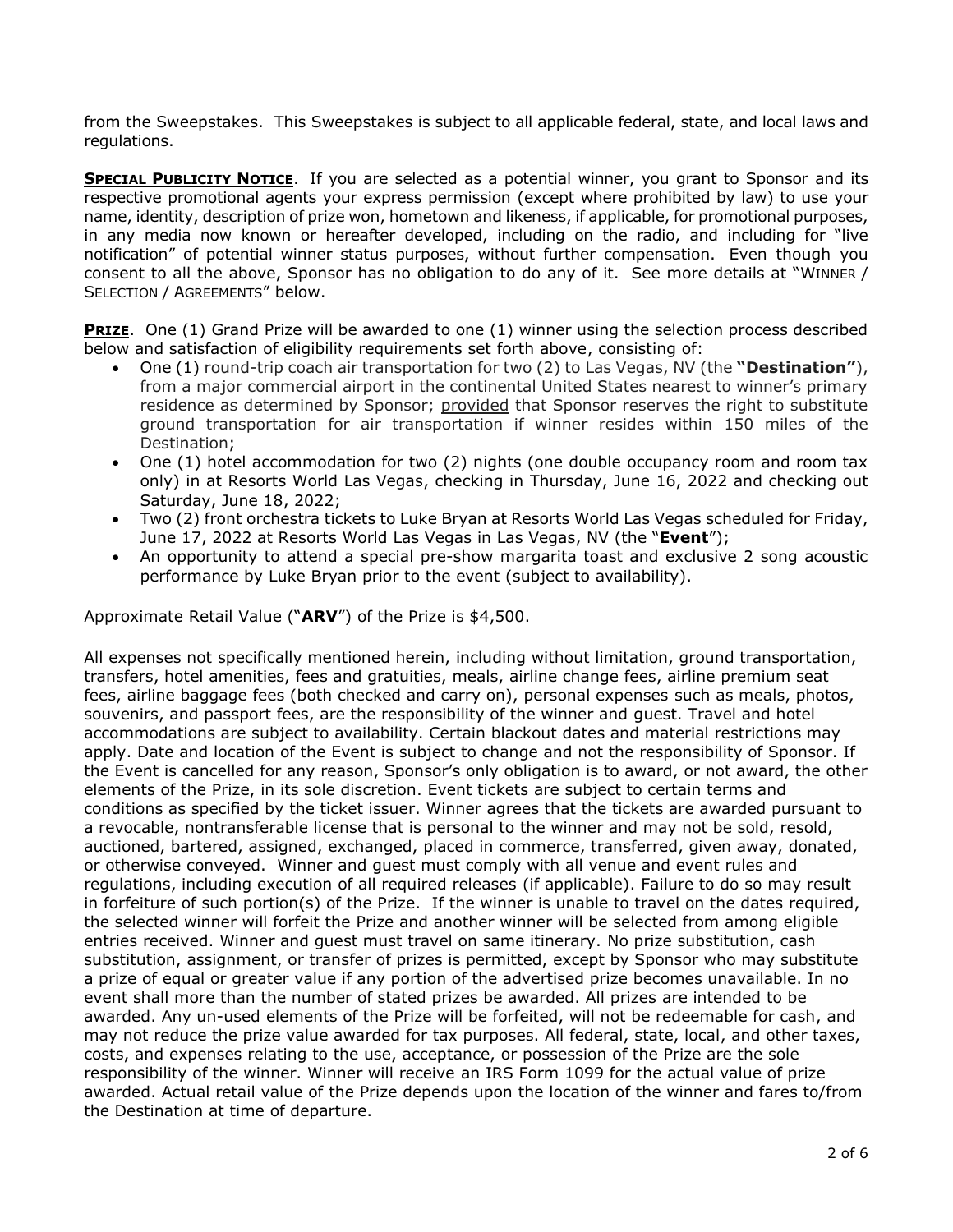from the Sweepstakes. This Sweepstakes is subject to all applicable federal, state, and local laws and regulations.

**SPECIAL PUBLICITY NOTICE**. If you are selected as a potential winner, you grant to Sponsor and its respective promotional agents your express permission (except where prohibited by law) to use your name, identity, description of prize won, hometown and likeness, if applicable, for promotional purposes, in any media now known or hereafter developed, including on the radio, and including for "live notification" of potential winner status purposes, without further compensation. Even though you consent to all the above, Sponsor has no obligation to do any of it. See more details at "WINNER / SELECTION / AGREEMENTS" below.

**PRIZE**. One (1) Grand Prize will be awarded to one (1) winner using the selection process described below and satisfaction of eligibility requirements set forth above, consisting of:

- One (1) round-trip coach air transportation for two (2) to Las Vegas, NV (the **"Destination"**), from a major commercial airport in the continental United States nearest to winner's primary residence as determined by Sponsor; provided that Sponsor reserves the right to substitute ground transportation for air transportation if winner resides within 150 miles of the Destination;
- One (1) hotel accommodation for two (2) nights (one double occupancy room and room tax only) in at Resorts World Las Vegas, checking in Thursday, June 16, 2022 and checking out Saturday, June 18, 2022;
- Two (2) front orchestra tickets to Luke Bryan at Resorts World Las Vegas scheduled for Friday, June 17, 2022 at Resorts World Las Vegas in Las Vegas, NV (the "**Event**");
- An opportunity to attend a special pre-show margarita toast and exclusive 2 song acoustic performance by Luke Bryan prior to the event (subject to availability).

Approximate Retail Value ("**ARV**") of the Prize is $4,500.

All expenses not specifically mentioned herein, including without limitation, ground transportation, transfers, hotel amenities, fees and gratuities, meals, airline change fees, airline premium seat fees, airline baggage fees (both checked and carry on), personal expenses such as meals, photos, souvenirs, and passport fees, are the responsibility of the winner and guest. Travel and hotel accommodations are subject to availability. Certain blackout dates and material restrictions may apply. Date and location of the Event is subject to change and not the responsibility of Sponsor. If the Event is cancelled for any reason, Sponsor's only obligation is to award, or not award, the other elements of the Prize, in its sole discretion. Event tickets are subject to certain terms and conditions as specified by the ticket issuer. Winner agrees that the tickets are awarded pursuant to a revocable, nontransferable license that is personal to the winner and may not be sold, resold, auctioned, bartered, assigned, exchanged, placed in commerce, transferred, given away, donated, or otherwise conveyed. Winner and guest must comply with all venue and event rules and regulations, including execution of all required releases (if applicable). Failure to do so may result in forfeiture of such portion(s) of the Prize. If the winner is unable to travel on the dates required, the selected winner will forfeit the Prize and another winner will be selected from among eligible entries received. Winner and guest must travel on same itinerary. No prize substitution, cash substitution, assignment, or transfer of prizes is permitted, except by Sponsor who may substitute a prize of equal or greater value if any portion of the advertised prize becomes unavailable. In no event shall more than the number of stated prizes be awarded. All prizes are intended to be awarded. Any un-used elements of the Prize will be forfeited, will not be redeemable for cash, and may not reduce the prize value awarded for tax purposes. All federal, state, local, and other taxes, costs, and expenses relating to the use, acceptance, or possession of the Prize are the sole responsibility of the winner. Winner will receive an IRS Form 1099 for the actual value of prize awarded. Actual retail value of the Prize depends upon the location of the winner and fares to/from the Destination at time of departure.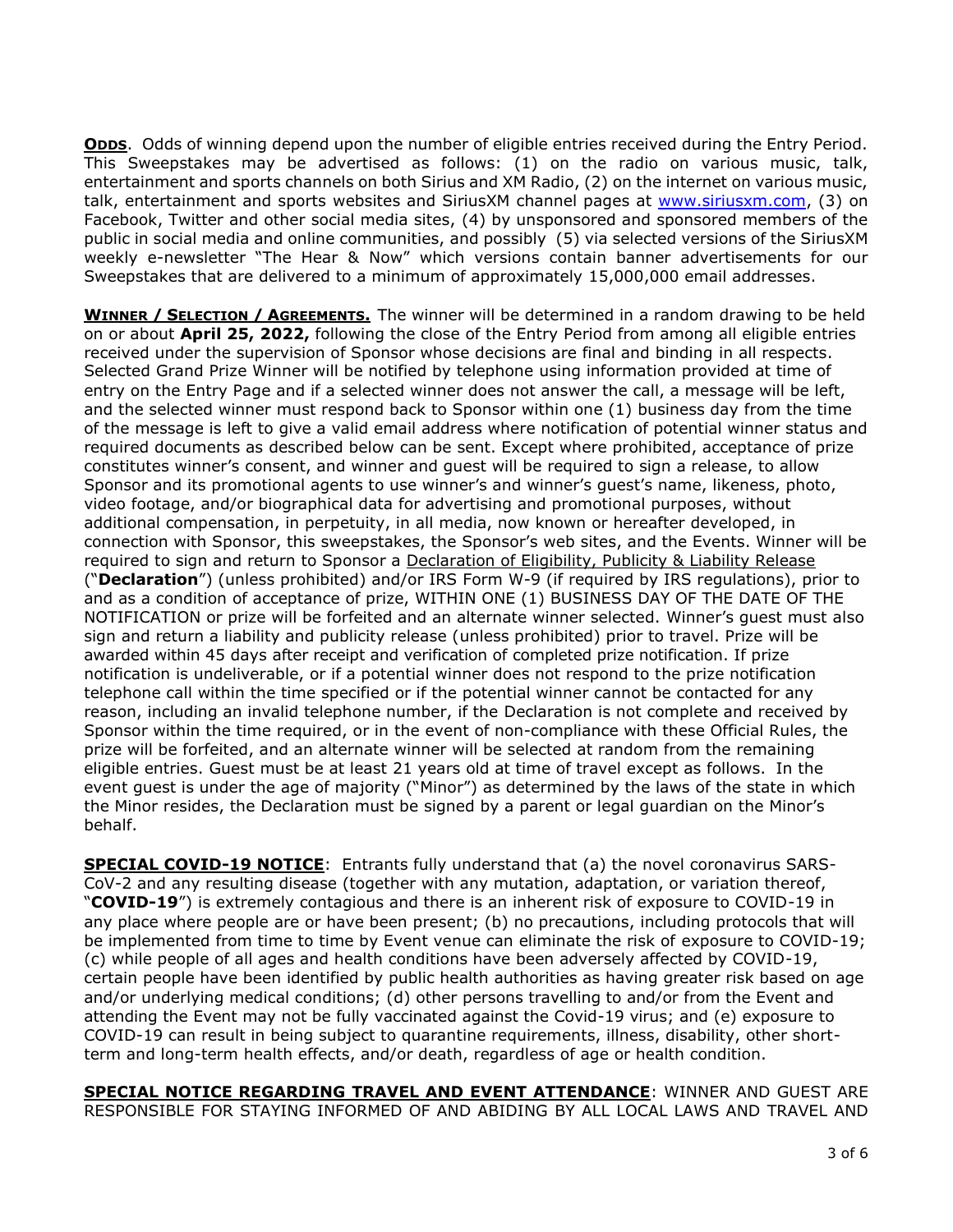**ODDS**. Odds of winning depend upon the number of eligible entries received during the Entry Period. This Sweepstakes may be advertised as follows: (1) on the radio on various music, talk, entertainment and sports channels on both Sirius and XM Radio, (2) on the internet on various music, talk, entertainment and sports websites and SiriusXM channel pages at www.siriusxm.com, (3) on Facebook, Twitter and other social media sites, (4) by unsponsored and sponsored members of the public in social media and online communities, and possibly (5) via selected versions of the SiriusXM weekly e-newsletter "The Hear & Now" which versions contain banner advertisements for our Sweepstakes that are delivered to a minimum of approximately 15,000,000 email addresses.

**WINNER / SELECTION / AGREEMENTS.** The winner will be determined in a random drawing to be held on or about **April 25, 2022,** following the close of the Entry Period from among all eligible entries received under the supervision of Sponsor whose decisions are final and binding in all respects. Selected Grand Prize Winner will be notified by telephone using information provided at time of entry on the Entry Page and if a selected winner does not answer the call, a message will be left, and the selected winner must respond back to Sponsor within one (1) business day from the time of the message is left to give a valid email address where notification of potential winner status and required documents as described below can be sent. Except where prohibited, acceptance of prize constitutes winner's consent, and winner and guest will be required to sign a release, to allow Sponsor and its promotional agents to use winner's and winner's guest's name, likeness, photo, video footage, and/or biographical data for advertising and promotional purposes, without additional compensation, in perpetuity, in all media, now known or hereafter developed, in connection with Sponsor, this sweepstakes, the Sponsor's web sites, and the Events. Winner will be required to sign and return to Sponsor a Declaration of Eligibility, Publicity & Liability Release ("**Declaration**") (unless prohibited) and/or IRS Form W-9 (if required by IRS regulations), prior to and as a condition of acceptance of prize, WITHIN ONE (1) BUSINESS DAY OF THE DATE OF THE NOTIFICATION or prize will be forfeited and an alternate winner selected. Winner's guest must also sign and return a liability and publicity release (unless prohibited) prior to travel. Prize will be awarded within 45 days after receipt and verification of completed prize notification. If prize notification is undeliverable, or if a potential winner does not respond to the prize notification telephone call within the time specified or if the potential winner cannot be contacted for any reason, including an invalid telephone number, if the Declaration is not complete and received by Sponsor within the time required, or in the event of non-compliance with these Official Rules, the prize will be forfeited, and an alternate winner will be selected at random from the remaining eligible entries. Guest must be at least 21 years old at time of travel except as follows. In the event guest is under the age of majority ("Minor") as determined by the laws of the state in which the Minor resides, the Declaration must be signed by a parent or legal guardian on the Minor's behalf.

**SPECIAL COVID-19 NOTICE**: Entrants fully understand that (a) the novel coronavirus SARS-CoV-2 and any resulting disease (together with any mutation, adaptation, or variation thereof, "**COVID-19**") is extremely contagious and there is an inherent risk of exposure to COVID-19 in any place where people are or have been present; (b) no precautions, including protocols that will be implemented from time to time by Event venue can eliminate the risk of exposure to COVID-19; (c) while people of all ages and health conditions have been adversely affected by COVID-19, certain people have been identified by public health authorities as having greater risk based on age and/or underlying medical conditions; (d) other persons travelling to and/or from the Event and attending the Event may not be fully vaccinated against the Covid-19 virus; and (e) exposure to COVID-19 can result in being subject to quarantine requirements, illness, disability, other short-term and long-term health effects, and/or death, regardless of age or health condition.

**SPECIAL NOTICE REGARDING TRAVEL AND EVENT ATTENDANCE**: WINNER AND GUEST ARE RESPONSIBLE FOR STAYING INFORMED OF AND ABIDING BY ALL LOCAL LAWS AND TRAVEL AND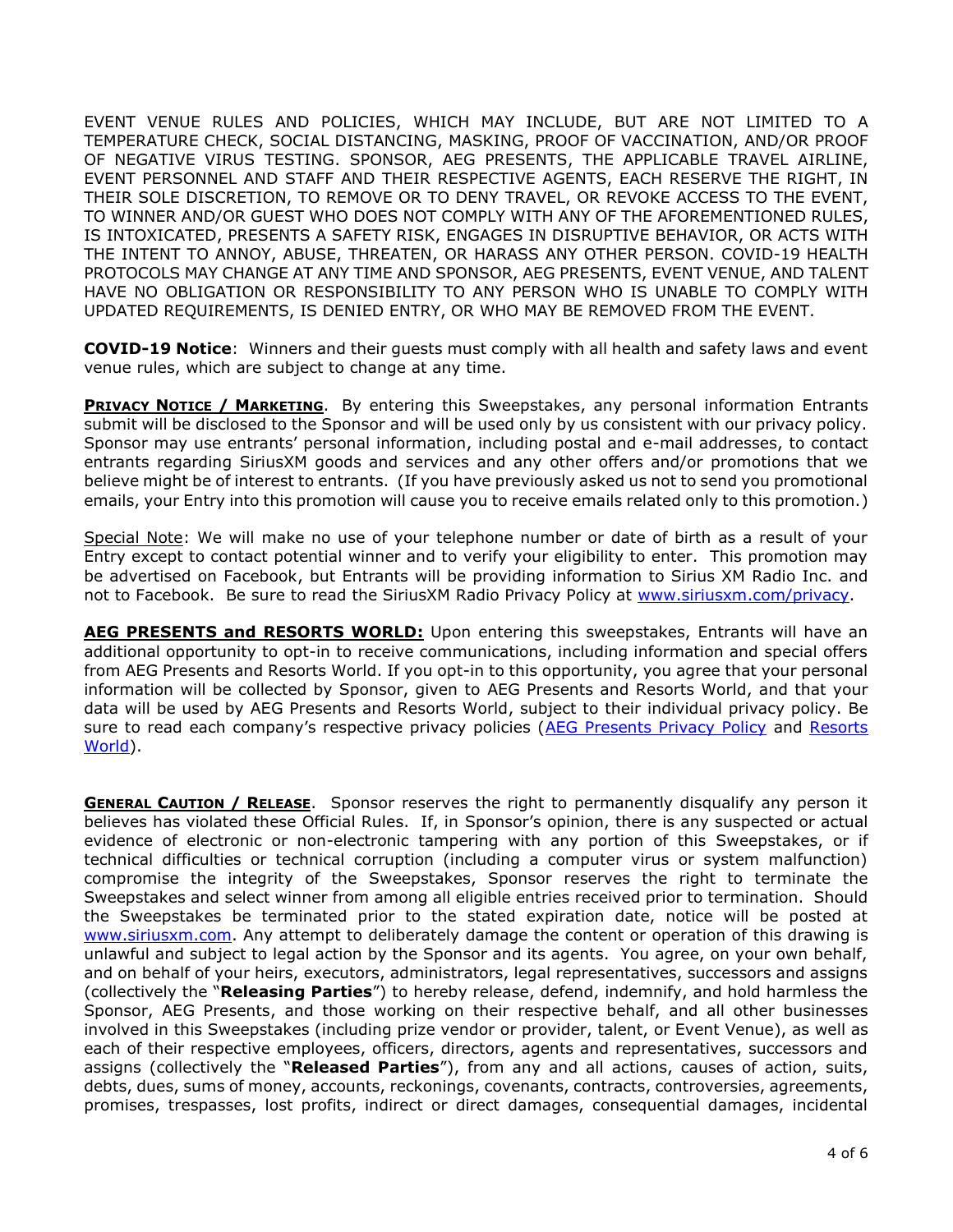EVENT VENUE RULES AND POLICIES, WHICH MAY INCLUDE, BUT ARE NOT LIMITED TO A TEMPERATURE CHECK, SOCIAL DISTANCING, MASKING, PROOF OF VACCINATION, AND/OR PROOF OF NEGATIVE VIRUS TESTING. SPONSOR, AEG PRESENTS, THE APPLICABLE TRAVEL AIRLINE, EVENT PERSONNEL AND STAFF AND THEIR RESPECTIVE AGENTS, EACH RESERVE THE RIGHT, IN THEIR SOLE DISCRETION, TO REMOVE OR TO DENY TRAVEL, OR REVOKE ACCESS TO THE EVENT, TO WINNER AND/OR GUEST WHO DOES NOT COMPLY WITH ANY OF THE AFOREMENTIONED RULES, IS INTOXICATED, PRESENTS A SAFETY RISK, ENGAGES IN DISRUPTIVE BEHAVIOR, OR ACTS WITH THE INTENT TO ANNOY, ABUSE, THREATEN, OR HARASS ANY OTHER PERSON. COVID-19 HEALTH PROTOCOLS MAY CHANGE AT ANY TIME AND SPONSOR, AEG PRESENTS, EVENT VENUE, AND TALENT HAVE NO OBLIGATION OR RESPONSIBILITY TO ANY PERSON WHO IS UNABLE TO COMPLY WITH UPDATED REQUIREMENTS, IS DENIED ENTRY, OR WHO MAY BE REMOVED FROM THE EVENT.

**COVID-19 Notice**: Winners and their guests must comply with all health and safety laws and event venue rules, which are subject to change at any time.

**PRIVACY NOTICE / MARKETING**. By entering this Sweepstakes, any personal information Entrants submit will be disclosed to the Sponsor and will be used only by us consistent with our privacy policy. Sponsor may use entrants' personal information, including postal and e-mail addresses, to contact entrants regarding SiriusXM goods and services and any other offers and/or promotions that we believe might be of interest to entrants. (If you have previously asked us not to send you promotional emails, your Entry into this promotion will cause you to receive emails related only to this promotion.)

Special Note: We will make no use of your telephone number or date of birth as a result of your Entry except to contact potential winner and to verify your eligibility to enter. This promotion may be advertised on Facebook, but Entrants will be providing information to Sirius XM Radio Inc. and not to Facebook. Be sure to read the SiriusXM Radio Privacy Policy at www.siriusxm.com/privacy.

**AEG PRESENTS and RESORTS WORLD:** Upon entering this sweepstakes, Entrants will have an additional opportunity to opt-in to receive communications, including information and special offers from AEG Presents and Resorts World. If you opt-in to this opportunity, you agree that your personal information will be collected by Sponsor, given to AEG Presents and Resorts World, and that your data will be used by AEG Presents and Resorts World, subject to their individual privacy policy. Be sure to read each company's respective privacy policies (AEG Presents Privacy Policy and Resorts World).

**GENERAL CAUTION / RELEASE**. Sponsor reserves the right to permanently disqualify any person it believes has violated these Official Rules. If, in Sponsor's opinion, there is any suspected or actual evidence of electronic or non-electronic tampering with any portion of this Sweepstakes, or if technical difficulties or technical corruption (including a computer virus or system malfunction) compromise the integrity of the Sweepstakes, Sponsor reserves the right to terminate the Sweepstakes and select winner from among all eligible entries received prior to termination. Should the Sweepstakes be terminated prior to the stated expiration date, notice will be posted at www.siriusxm.com. Any attempt to deliberately damage the content or operation of this drawing is unlawful and subject to legal action by the Sponsor and its agents. You agree, on your own behalf, and on behalf of your heirs, executors, administrators, legal representatives, successors and assigns (collectively the "**Releasing Parties**") to hereby release, defend, indemnify, and hold harmless the Sponsor, AEG Presents, and those working on their respective behalf, and all other businesses involved in this Sweepstakes (including prize vendor or provider, talent, or Event Venue), as well as each of their respective employees, officers, directors, agents and representatives, successors and assigns (collectively the "**Released Parties**"), from any and all actions, causes of action, suits, debts, dues, sums of money, accounts, reckonings, covenants, contracts, controversies, agreements, promises, trespasses, lost profits, indirect or direct damages, consequential damages, incidental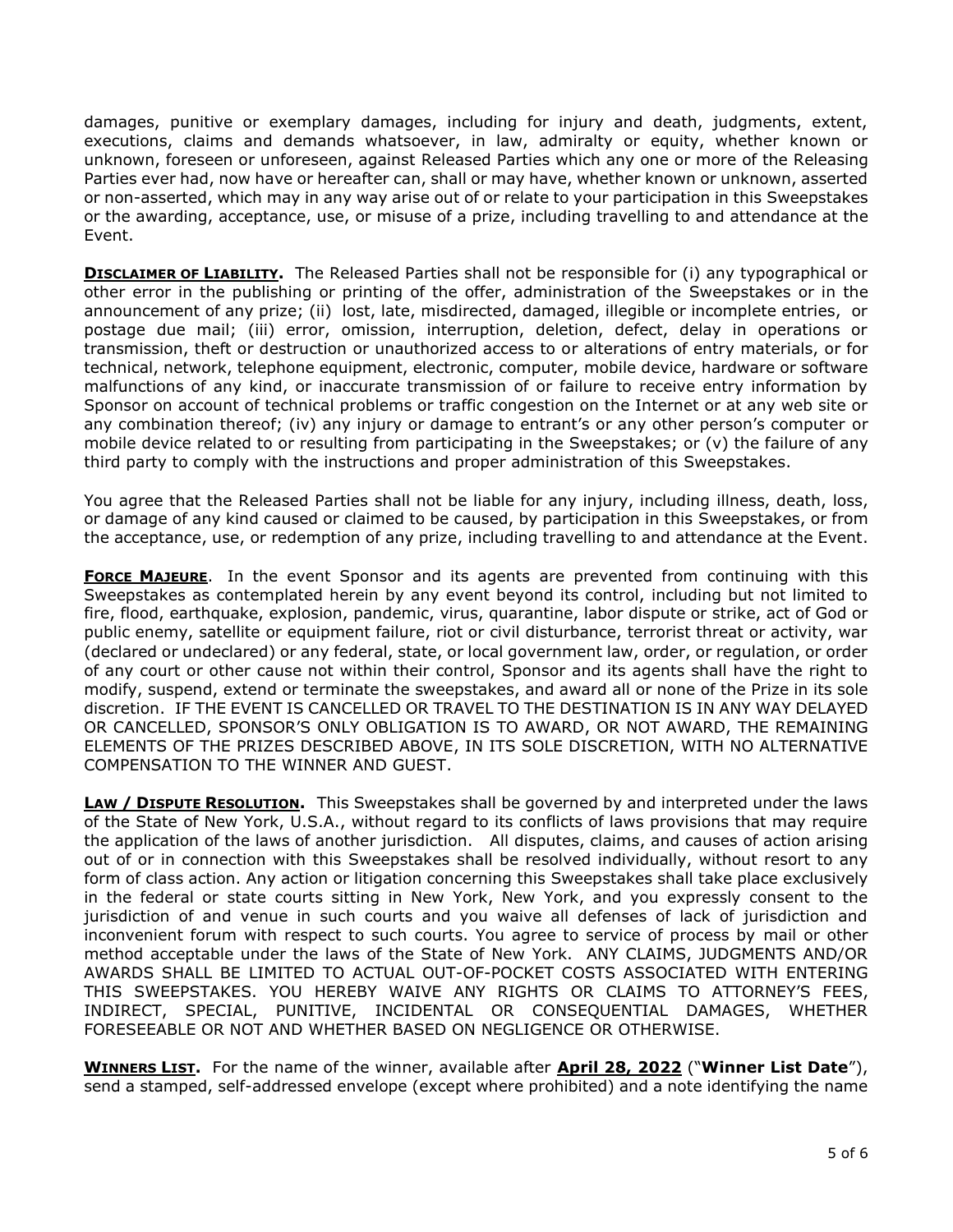damages, punitive or exemplary damages, including for injury and death, judgments, extent, executions, claims and demands whatsoever, in law, admiralty or equity, whether known or unknown, foreseen or unforeseen, against Released Parties which any one or more of the Releasing Parties ever had, now have or hereafter can, shall or may have, whether known or unknown, asserted or non-asserted, which may in any way arise out of or relate to your participation in this Sweepstakes or the awarding, acceptance, use, or misuse of a prize, including travelling to and attendance at the Event.

**<u>DISCLAIMER OF LIABILITY</u>.** The Released Parties shall not be responsible for (i) any typographical or other error in the publishing or printing of the offer, administration of the Sweepstakes or in the announcement of any prize; (ii) lost, late, misdirected, damaged, illegible or incomplete entries, or postage due mail; (iii) error, omission, interruption, deletion, defect, delay in operations or transmission, theft or destruction or unauthorized access to or alterations of entry materials, or for technical, network, telephone equipment, electronic, computer, mobile device, hardware or software malfunctions of any kind, or inaccurate transmission of or failure to receive entry information by Sponsor on account of technical problems or traffic congestion on the Internet or at any web site or any combination thereof; (iv) any injury or damage to entrant's or any other person's computer or mobile device related to or resulting from participating in the Sweepstakes; or (v) the failure of any third party to comply with the instructions and proper administration of this Sweepstakes.

You agree that the Released Parties shall not be liable for any injury, including illness, death, loss, or damage of any kind caused or claimed to be caused, by participation in this Sweepstakes, or from the acceptance, use, or redemption of any prize, including travelling to and attendance at the Event.

**<u>FORCE MAJEURE</u>**. In the event Sponsor and its agents are prevented from continuing with this Sweepstakes as contemplated herein by any event beyond its control, including but not limited to fire, flood, earthquake, explosion, pandemic, virus, quarantine, labor dispute or strike, act of God or public enemy, satellite or equipment failure, riot or civil disturbance, terrorist threat or activity, war (declared or undeclared) or any federal, state, or local government law, order, or regulation, or order of any court or other cause not within their control, Sponsor and its agents shall have the right to modify, suspend, extend or terminate the sweepstakes, and award all or none of the Prize in its sole discretion. IF THE EVENT IS CANCELLED OR TRAVEL TO THE DESTINATION IS IN ANY WAY DELAYED OR CANCELLED, SPONSOR'S ONLY OBLIGATION IS TO AWARD, OR NOT AWARD, THE REMAINING ELEMENTS OF THE PRIZES DESCRIBED ABOVE, IN ITS SOLE DISCRETION, WITH NO ALTERNATIVE COMPENSATION TO THE WINNER AND GUEST.

**<u>LAW / DISPUTE RESOLUTION</u>.** This Sweepstakes shall be governed by and interpreted under the laws of the State of New York, U.S.A., without regard to its conflicts of laws provisions that may require the application of the laws of another jurisdiction. All disputes, claims, and causes of action arising out of or in connection with this Sweepstakes shall be resolved individually, without resort to any form of class action. Any action or litigation concerning this Sweepstakes shall take place exclusively in the federal or state courts sitting in New York, New York, and you expressly consent to the jurisdiction of and venue in such courts and you waive all defenses of lack of jurisdiction and inconvenient forum with respect to such courts. You agree to service of process by mail or other method acceptable under the laws of the State of New York. ANY CLAIMS, JUDGMENTS AND/OR AWARDS SHALL BE LIMITED TO ACTUAL OUT-OF-POCKET COSTS ASSOCIATED WITH ENTERING THIS SWEEPSTAKES. YOU HEREBY WAIVE ANY RIGHTS OR CLAIMS TO ATTORNEY'S FEES, INDIRECT, SPECIAL, PUNITIVE, INCIDENTAL OR CONSEQUENTIAL DAMAGES, WHETHER FORESEEABLE OR NOT AND WHETHER BASED ON NEGLIGENCE OR OTHERWISE.

**<u>WINNERS LIST</u>.** For the name of the winner, available after **<u>April 28, 2022</u>** ("**Winner List Date**"), send a stamped, self-addressed envelope (except where prohibited) and a note identifying the name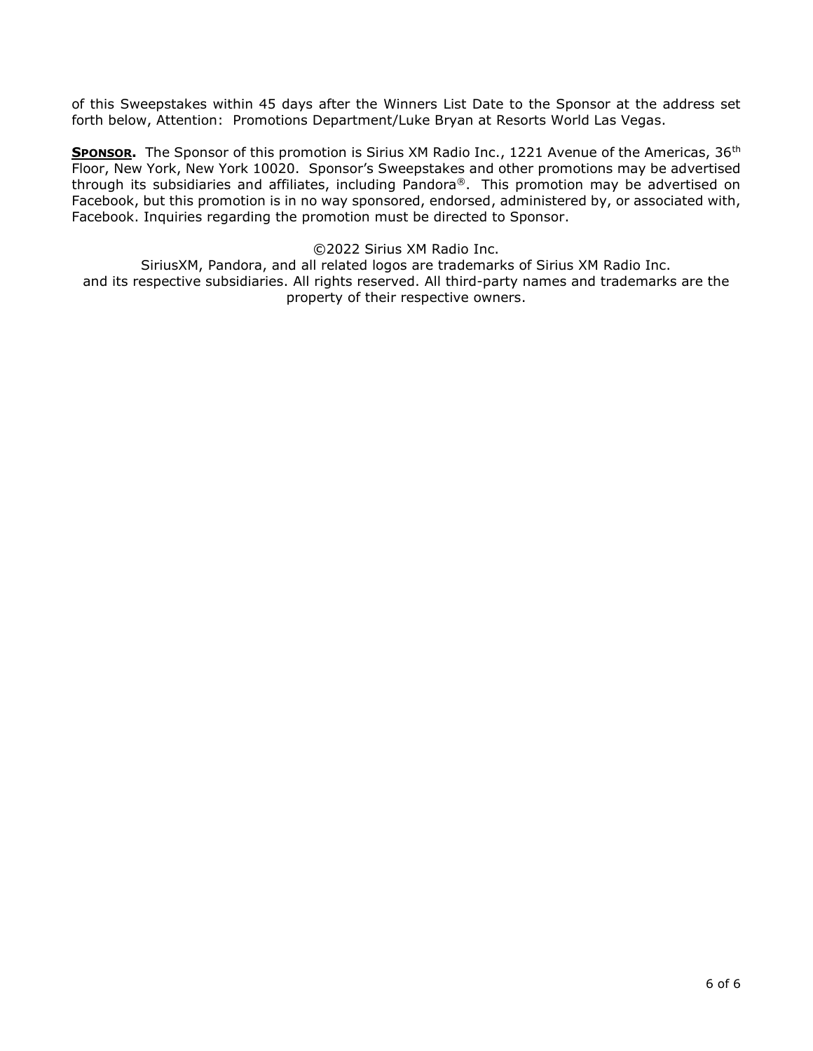of this Sweepstakes within 45 days after the Winners List Date to the Sponsor at the address set forth below, Attention: Promotions Department/Luke Bryan at Resorts World Las Vegas.

**SPONSOR.** The Sponsor of this promotion is Sirius XM Radio Inc., 1221 Avenue of the Americas, 36th Floor, New York, New York 10020. Sponsor's Sweepstakes and other promotions may be advertised through its subsidiaries and affiliates, including Pandora®. This promotion may be advertised on Facebook, but this promotion is in no way sponsored, endorsed, administered by, or associated with, Facebook. Inquiries regarding the promotion must be directed to Sponsor.

©2022 Sirius XM Radio Inc.
SiriusXM, Pandora, and all related logos are trademarks of Sirius XM Radio Inc. and its respective subsidiaries. All rights reserved. All third-party names and trademarks are the property of their respective owners.